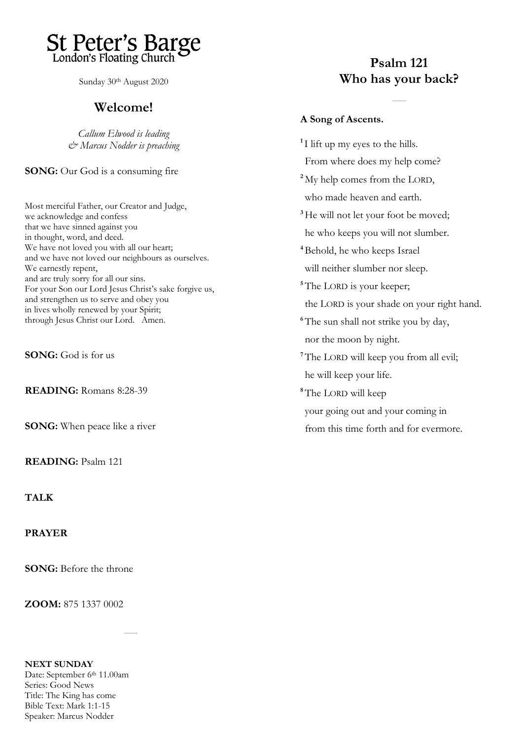# St Peter's Barge
London's Floating Church

Sunday 30th August 2020

## Welcome!

*Callum Elwood is leading*
*& Marcus Nodder is preaching*

**SONG:** Our God is a consuming fire

Most merciful Father, our Creator and Judge,
we acknowledge and confess
that we have sinned against you
in thought, word, and deed.
We have not loved you with all our heart;
and we have not loved our neighbours as ourselves.
We earnestly repent,
and are truly sorry for all our sins.
For your Son our Lord Jesus Christ's sake forgive us,
and strengthen us to serve and obey you
in lives wholly renewed by your Spirit;
through Jesus Christ our Lord. Amen.

**SONG:** God is for us

**READING:** Romans 8:28-39

**SONG:** When peace like a river

**READING:** Psalm 121

**TALK**

**PRAYER**

**SONG:** Before the throne

**ZOOM:** 875 1337 0002

---

**NEXT SUNDAY**
Date: September 6th 11.00am
Series: Good News
Title: The King has come
Bible Text: Mark 1:1-15
Speaker: Marcus Nodder

## Psalm 121
## Who has your back?

---

**A Song of Ascents.**

1 I lift up my eyes to the hills.
From where does my help come?
2 My help comes from the LORD,
who made heaven and earth.
3 He will not let your foot be moved;
he who keeps you will not slumber.
4 Behold, he who keeps Israel
will neither slumber nor sleep.
5 The LORD is your keeper;
the LORD is your shade on your right hand.
6 The sun shall not strike you by day,
nor the moon by night.
7 The LORD will keep you from all evil;
he will keep your life.
8 The LORD will keep
your going out and your coming in
from this time forth and for evermore.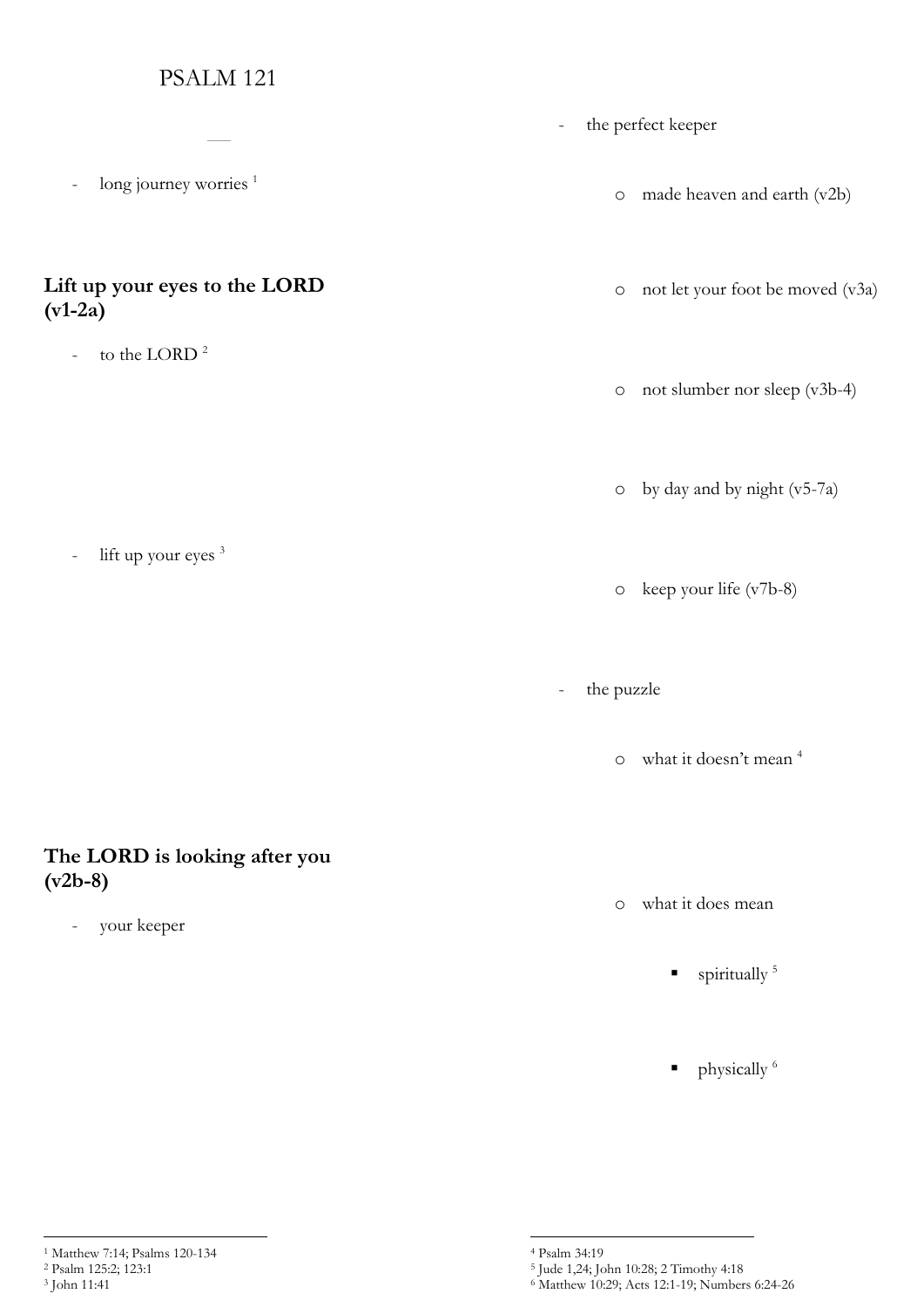# PSALM 121

- long journey worries [1]

## Lift up your eyes to the LORD (v1-2a)

- to the LORD [2]
- lift up your eyes [3]

## The LORD is looking after you (v2b-8)

- your keeper
- the perfect keeper
  - made heaven and earth (v2b)
  - not let your foot be moved (v3a)
  - not slumber nor sleep (v3b-4)
  - by day and by night (v5-7a)
  - keep your life (v7b-8)
- the puzzle
  - what it doesn't mean [4]
  - what it does mean
    - spiritually [5]
    - physically [6]

---

[1] Matthew 7:14; Psalms 120-134
[2] Psalm 125:2; 123:1
[3] John 11:41

[4] Psalm 34:19
[5] Jude 1,24; John 10:28; 2 Timothy 4:18
[6] Matthew 10:29; Acts 12:1-19; Numbers 6:24-26